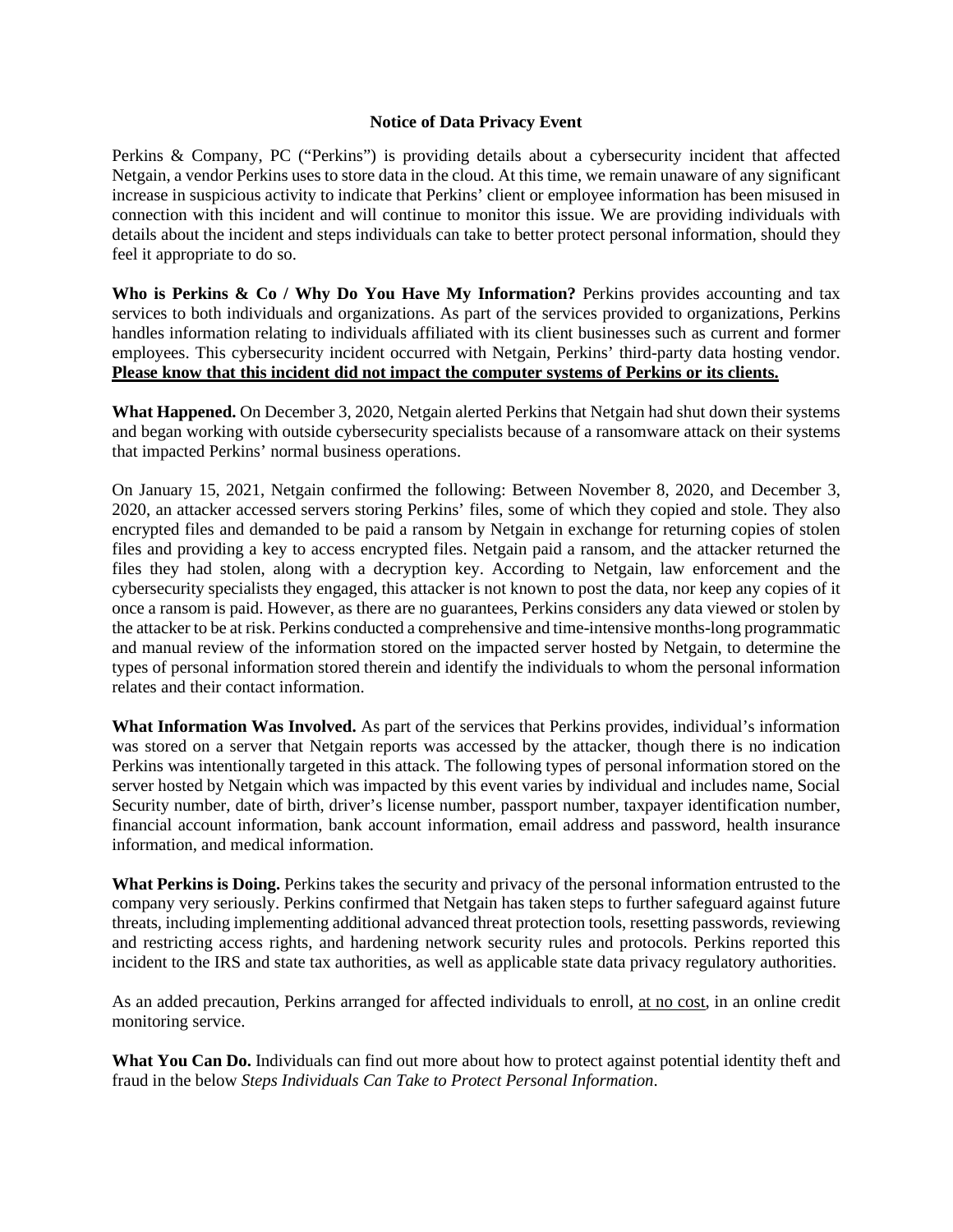# Notice of Data Privacy Event

Perkins & Company, PC ("Perkins") is providing details about a cybersecurity incident that affected Netgain, a vendor Perkins uses to store data in the cloud. At this time, we remain unaware of any significant increase in suspicious activity to indicate that Perkins' client or employee information has been misused in connection with this incident and will continue to monitor this issue. We are providing individuals with details about the incident and steps individuals can take to better protect personal information, should they feel it appropriate to do so.

**Who is Perkins & Co / Why Do You Have My Information?** Perkins provides accounting and tax services to both individuals and organizations. As part of the services provided to organizations, Perkins handles information relating to individuals affiliated with its client businesses such as current and former employees. This cybersecurity incident occurred with Netgain, Perkins' third-party data hosting vendor. **<u>Please know that this incident did not impact the computer systems of Perkins or its clients.</u>**

**What Happened.** On December 3, 2020, Netgain alerted Perkins that Netgain had shut down their systems and began working with outside cybersecurity specialists because of a ransomware attack on their systems that impacted Perkins' normal business operations.

On January 15, 2021, Netgain confirmed the following: Between November 8, 2020, and December 3, 2020, an attacker accessed servers storing Perkins' files, some of which they copied and stole. They also encrypted files and demanded to be paid a ransom by Netgain in exchange for returning copies of stolen files and providing a key to access encrypted files. Netgain paid a ransom, and the attacker returned the files they had stolen, along with a decryption key. According to Netgain, law enforcement and the cybersecurity specialists they engaged, this attacker is not known to post the data, nor keep any copies of it once a ransom is paid. However, as there are no guarantees, Perkins considers any data viewed or stolen by the attacker to be at risk. Perkins conducted a comprehensive and time-intensive months-long programmatic and manual review of the information stored on the impacted server hosted by Netgain, to determine the types of personal information stored therein and identify the individuals to whom the personal information relates and their contact information.

**What Information Was Involved.** As part of the services that Perkins provides, individual's information was stored on a server that Netgain reports was accessed by the attacker, though there is no indication Perkins was intentionally targeted in this attack. The following types of personal information stored on the server hosted by Netgain which was impacted by this event varies by individual and includes name, Social Security number, date of birth, driver's license number, passport number, taxpayer identification number, financial account information, bank account information, email address and password, health insurance information, and medical information.

**What Perkins is Doing.** Perkins takes the security and privacy of the personal information entrusted to the company very seriously. Perkins confirmed that Netgain has taken steps to further safeguard against future threats, including implementing additional advanced threat protection tools, resetting passwords, reviewing and restricting access rights, and hardening network security rules and protocols. Perkins reported this incident to the IRS and state tax authorities, as well as applicable state data privacy regulatory authorities.

As an added precaution, Perkins arranged for affected individuals to enroll, <u>at no cost</u>, in an online credit monitoring service.

**What You Can Do.** Individuals can find out more about how to protect against potential identity theft and fraud in the below *Steps Individuals Can Take to Protect Personal Information*.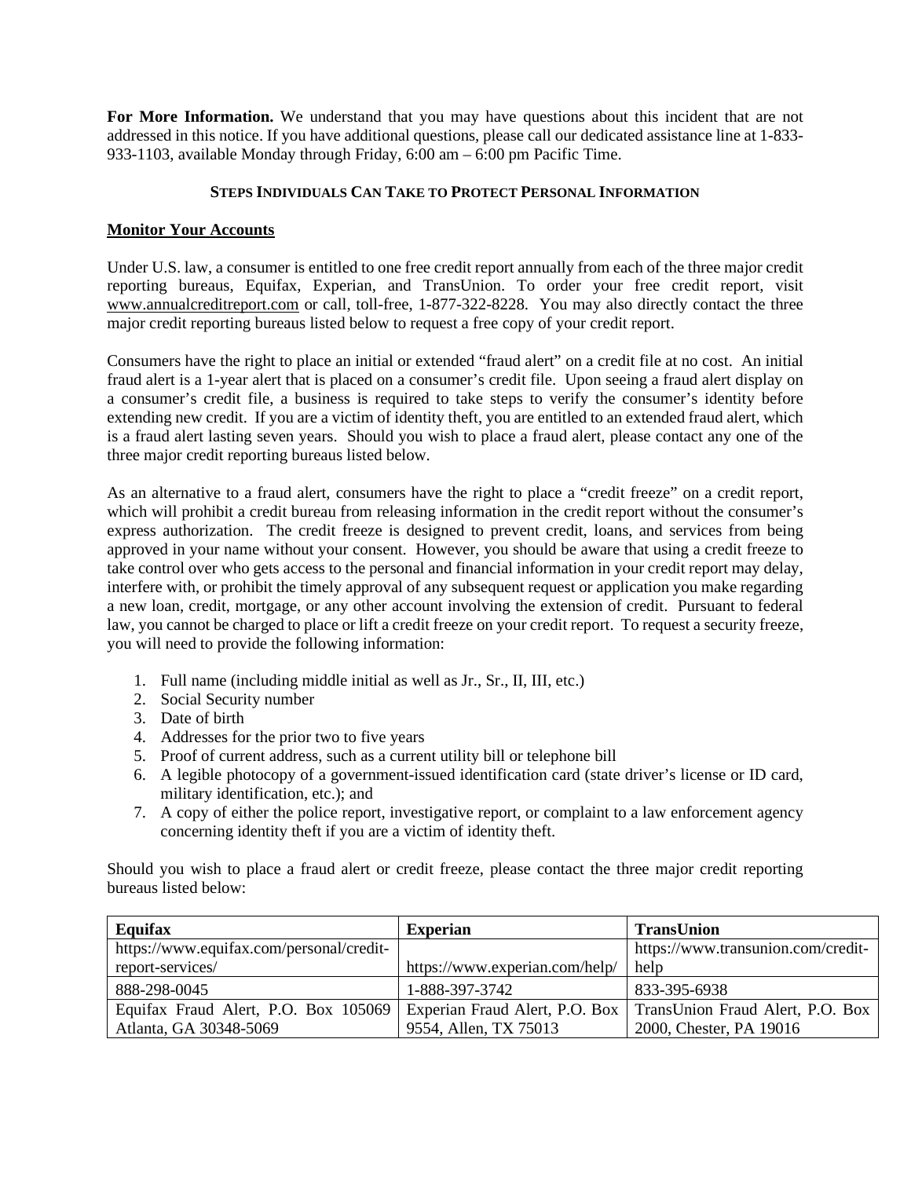**For More Information.** We understand that you may have questions about this incident that are not addressed in this notice. If you have additional questions, please call our dedicated assistance line at 1-833-933-1103, available Monday through Friday, 6:00 am – 6:00 pm Pacific Time.

## STEPS INDIVIDUALS CAN TAKE TO PROTECT PERSONAL INFORMATION

### Monitor Your Accounts

Under U.S. law, a consumer is entitled to one free credit report annually from each of the three major credit reporting bureaus, Equifax, Experian, and TransUnion. To order your free credit report, visit www.annualcreditreport.com or call, toll-free, 1-877-322-8228. You may also directly contact the three major credit reporting bureaus listed below to request a free copy of your credit report.

Consumers have the right to place an initial or extended "fraud alert" on a credit file at no cost. An initial fraud alert is a 1-year alert that is placed on a consumer's credit file. Upon seeing a fraud alert display on a consumer's credit file, a business is required to take steps to verify the consumer's identity before extending new credit. If you are a victim of identity theft, you are entitled to an extended fraud alert, which is a fraud alert lasting seven years. Should you wish to place a fraud alert, please contact any one of the three major credit reporting bureaus listed below.

As an alternative to a fraud alert, consumers have the right to place a "credit freeze" on a credit report, which will prohibit a credit bureau from releasing information in the credit report without the consumer's express authorization. The credit freeze is designed to prevent credit, loans, and services from being approved in your name without your consent. However, you should be aware that using a credit freeze to take control over who gets access to the personal and financial information in your credit report may delay, interfere with, or prohibit the timely approval of any subsequent request or application you make regarding a new loan, credit, mortgage, or any other account involving the extension of credit. Pursuant to federal law, you cannot be charged to place or lift a credit freeze on your credit report. To request a security freeze, you will need to provide the following information:

1. Full name (including middle initial as well as Jr., Sr., II, III, etc.)
2. Social Security number
3. Date of birth
4. Addresses for the prior two to five years
5. Proof of current address, such as a current utility bill or telephone bill
6. A legible photocopy of a government-issued identification card (state driver's license or ID card, military identification, etc.); and
7. A copy of either the police report, investigative report, or complaint to a law enforcement agency concerning identity theft if you are a victim of identity theft.

Should you wish to place a fraud alert or credit freeze, please contact the three major credit reporting bureaus listed below:

| Equifax | Experian | TransUnion |
|---|---|---|
| https://www.equifax.com/personal/credit-report-services/ | https://www.experian.com/help/ | https://www.transunion.com/credit-help |
| 888-298-0045 | 1-888-397-3742 | 833-395-6938 |
| Equifax Fraud Alert, P.O. Box 105069 Atlanta, GA 30348-5069 | Experian Fraud Alert, P.O. Box 9554, Allen, TX 75013 | TransUnion Fraud Alert, P.O. Box 2000, Chester, PA 19016 |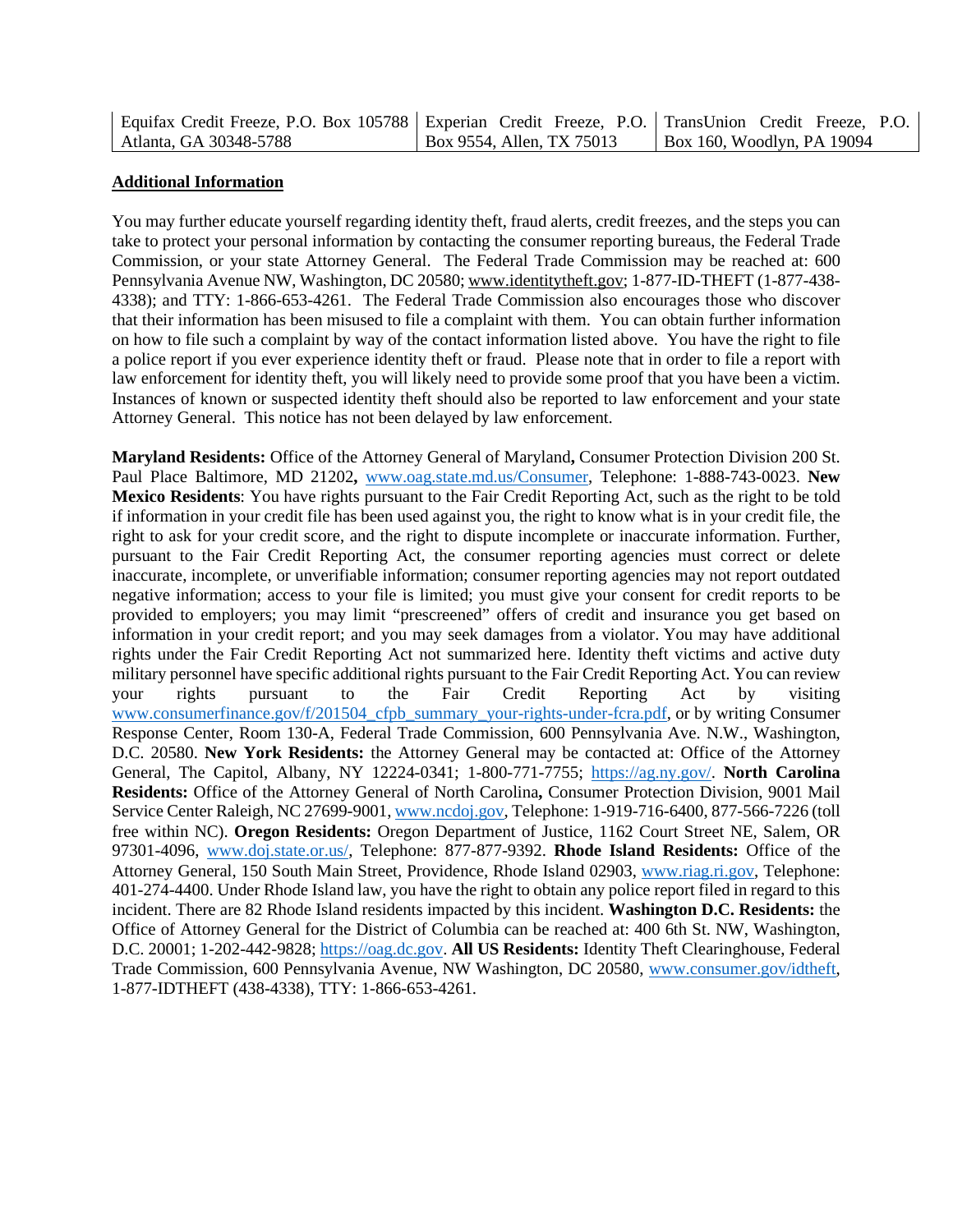| | | |
|---|---|---|
| Equifax Credit Freeze, P.O. Box 105788 Atlanta, GA 30348-5788 | Experian Credit Freeze, P.O. Box 9554, Allen, TX 75013 | TransUnion Credit Freeze, P.O. Box 160, Woodlyn, PA 19094 |

**Additional Information**

You may further educate yourself regarding identity theft, fraud alerts, credit freezes, and the steps you can take to protect your personal information by contacting the consumer reporting bureaus, the Federal Trade Commission, or your state Attorney General. The Federal Trade Commission may be reached at: 600 Pennsylvania Avenue NW, Washington, DC 20580; www.identitytheft.gov; 1-877-ID-THEFT (1-877-438-4338); and TTY: 1-866-653-4261. The Federal Trade Commission also encourages those who discover that their information has been misused to file a complaint with them. You can obtain further information on how to file such a complaint by way of the contact information listed above. You have the right to file a police report if you ever experience identity theft or fraud. Please note that in order to file a report with law enforcement for identity theft, you will likely need to provide some proof that you have been a victim. Instances of known or suspected identity theft should also be reported to law enforcement and your state Attorney General. This notice has not been delayed by law enforcement.

**Maryland Residents:** Office of the Attorney General of Maryland**,** Consumer Protection Division 200 St. Paul Place Baltimore, MD 21202**,** www.oag.state.md.us/Consumer, Telephone: 1-888-743-0023. **New Mexico Residents**: You have rights pursuant to the Fair Credit Reporting Act, such as the right to be told if information in your credit file has been used against you, the right to know what is in your credit file, the right to ask for your credit score, and the right to dispute incomplete or inaccurate information. Further, pursuant to the Fair Credit Reporting Act, the consumer reporting agencies must correct or delete inaccurate, incomplete, or unverifiable information; consumer reporting agencies may not report outdated negative information; access to your file is limited; you must give your consent for credit reports to be provided to employers; you may limit "prescreened" offers of credit and insurance you get based on information in your credit report; and you may seek damages from a violator. You may have additional rights under the Fair Credit Reporting Act not summarized here. Identity theft victims and active duty military personnel have specific additional rights pursuant to the Fair Credit Reporting Act. You can review your rights pursuant to the Fair Credit Reporting Act by visiting www.consumerfinance.gov/f/201504_cfpb_summary_your-rights-under-fcra.pdf, or by writing Consumer Response Center, Room 130-A, Federal Trade Commission, 600 Pennsylvania Ave. N.W., Washington, D.C. 20580. **New York Residents:** the Attorney General may be contacted at: Office of the Attorney General, The Capitol, Albany, NY 12224-0341; 1-800-771-7755; https://ag.ny.gov/. **North Carolina Residents:** Office of the Attorney General of North Carolina**,** Consumer Protection Division, 9001 Mail Service Center Raleigh, NC 27699-9001, www.ncdoj.gov, Telephone: 1-919-716-6400, 877-566-7226 (toll free within NC). **Oregon Residents:** Oregon Department of Justice, 1162 Court Street NE, Salem, OR 97301-4096, www.doj.state.or.us/, Telephone: 877-877-9392. **Rhode Island Residents:** Office of the Attorney General, 150 South Main Street, Providence, Rhode Island 02903, www.riag.ri.gov, Telephone: 401-274-4400. Under Rhode Island law, you have the right to obtain any police report filed in regard to this incident. There are 82 Rhode Island residents impacted by this incident. **Washington D.C. Residents:** the Office of Attorney General for the District of Columbia can be reached at: 400 6th St. NW, Washington, D.C. 20001; 1-202-442-9828; https://oag.dc.gov. **All US Residents:** Identity Theft Clearinghouse, Federal Trade Commission, 600 Pennsylvania Avenue, NW Washington, DC 20580, www.consumer.gov/idtheft, 1-877-IDTHEFT (438-4338), TTY: 1-866-653-4261.